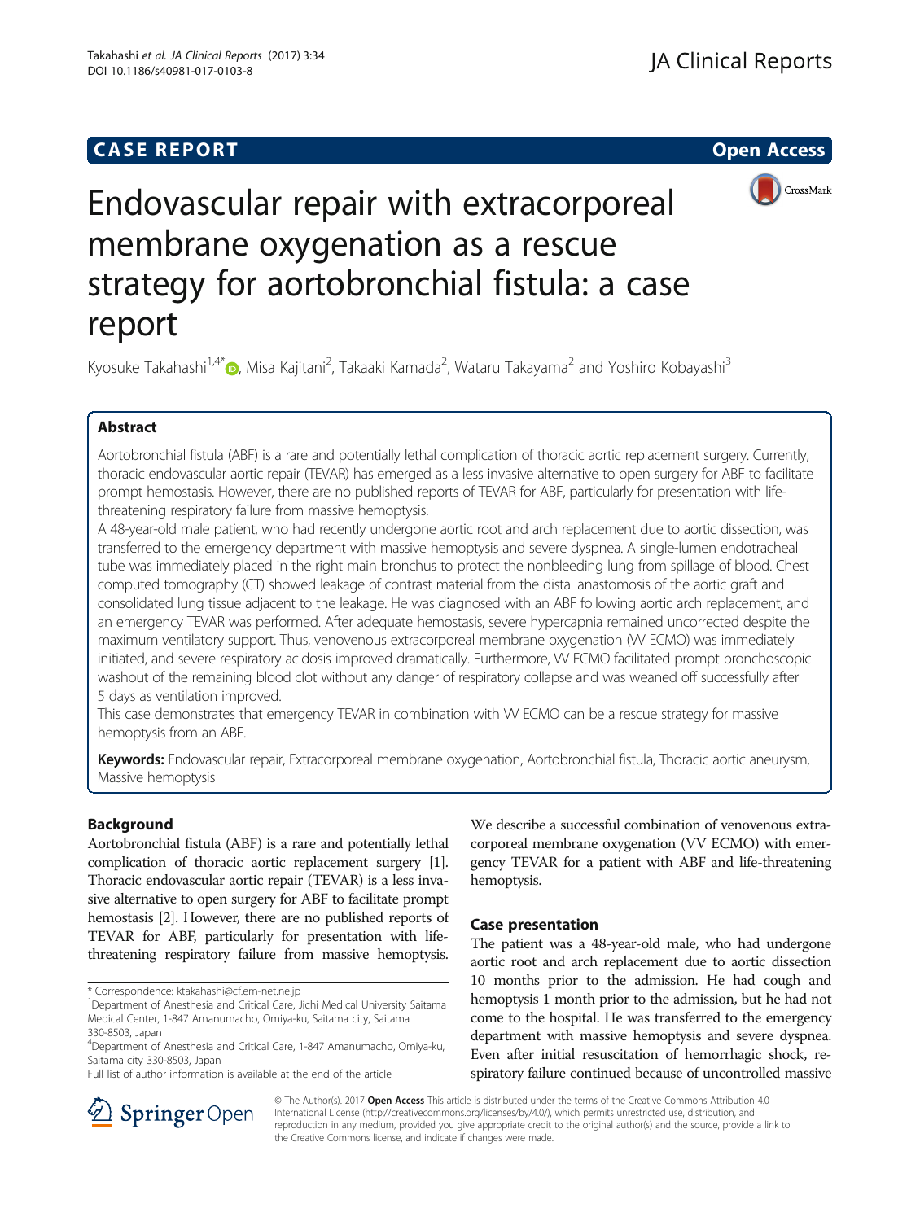CASE REPORT

Open Access

# Endovascular repair with extracorporeal membrane oxygenation as a rescue strategy for aortobronchial fistula: a case report

Kyosuke Takahashi[1,4*], Misa Kajitani[2], Takaaki Kamada[2], Wataru Takayama[2] and Yoshiro Kobayashi[3]

## Abstract

Aortobronchial fistula (ABF) is a rare and potentially lethal complication of thoracic aortic replacement surgery. Currently, thoracic endovascular aortic repair (TEVAR) has emerged as a less invasive alternative to open surgery for ABF to facilitate prompt hemostasis. However, there are no published reports of TEVAR for ABF, particularly for presentation with life-threatening respiratory failure from massive hemoptysis.

A 48-year-old male patient, who had recently undergone aortic root and arch replacement due to aortic dissection, was transferred to the emergency department with massive hemoptysis and severe dyspnea. A single-lumen endotracheal tube was immediately placed in the right main bronchus to protect the nonbleeding lung from spillage of blood. Chest computed tomography (CT) showed leakage of contrast material from the distal anastomosis of the aortic graft and consolidated lung tissue adjacent to the leakage. He was diagnosed with an ABF following aortic arch replacement, and an emergency TEVAR was performed. After adequate hemostasis, severe hypercapnia remained uncorrected despite the maximum ventilatory support. Thus, venovenous extracorporeal membrane oxygenation (VV ECMO) was immediately initiated, and severe respiratory acidosis improved dramatically. Furthermore, VV ECMO facilitated prompt bronchoscopic washout of the remaining blood clot without any danger of respiratory collapse and was weaned off successfully after 5 days as ventilation improved.

This case demonstrates that emergency TEVAR in combination with VV ECMO can be a rescue strategy for massive hemoptysis from an ABF.

**Keywords:** Endovascular repair, Extracorporeal membrane oxygenation, Aortobronchial fistula, Thoracic aortic aneurysm, Massive hemoptysis

## Background

Aortobronchial fistula (ABF) is a rare and potentially lethal complication of thoracic aortic replacement surgery [1]. Thoracic endovascular aortic repair (TEVAR) is a less invasive alternative to open surgery for ABF to facilitate prompt hemostasis [2]. However, there are no published reports of TEVAR for ABF, particularly for presentation with life-threatening respiratory failure from massive hemoptysis.

We describe a successful combination of venovenous extracorporeal membrane oxygenation (VV ECMO) with emergency TEVAR for a patient with ABF and life-threatening hemoptysis.

## Case presentation

The patient was a 48-year-old male, who had undergone aortic root and arch replacement due to aortic dissection 10 months prior to the admission. He had cough and hemoptysis 1 month prior to the admission, but he had not come to the hospital. He was transferred to the emergency department with massive hemoptysis and severe dyspnea. Even after initial resuscitation of hemorrhagic shock, respiratory failure continued because of uncontrolled massive

* Correspondence: ktakahashi@cf.em-net.ne.jp
[1]Department of Anesthesia and Critical Care, Jichi Medical University Saitama Medical Center, 1-847 Amanumacho, Omiya-ku, Saitama city, Saitama 330-8503, Japan
[4]Department of Anesthesia and Critical Care, 1-847 Amanumacho, Omiya-ku, Saitama city 330-8503, Japan
Full list of author information is available at the end of the article

© The Author(s). 2017 **Open Access** This article is distributed under the terms of the Creative Commons Attribution 4.0 International License (http://creativecommons.org/licenses/by/4.0/), which permits unrestricted use, distribution, and reproduction in any medium, provided you give appropriate credit to the original author(s) and the source, provide a link to the Creative Commons license, and indicate if changes were made.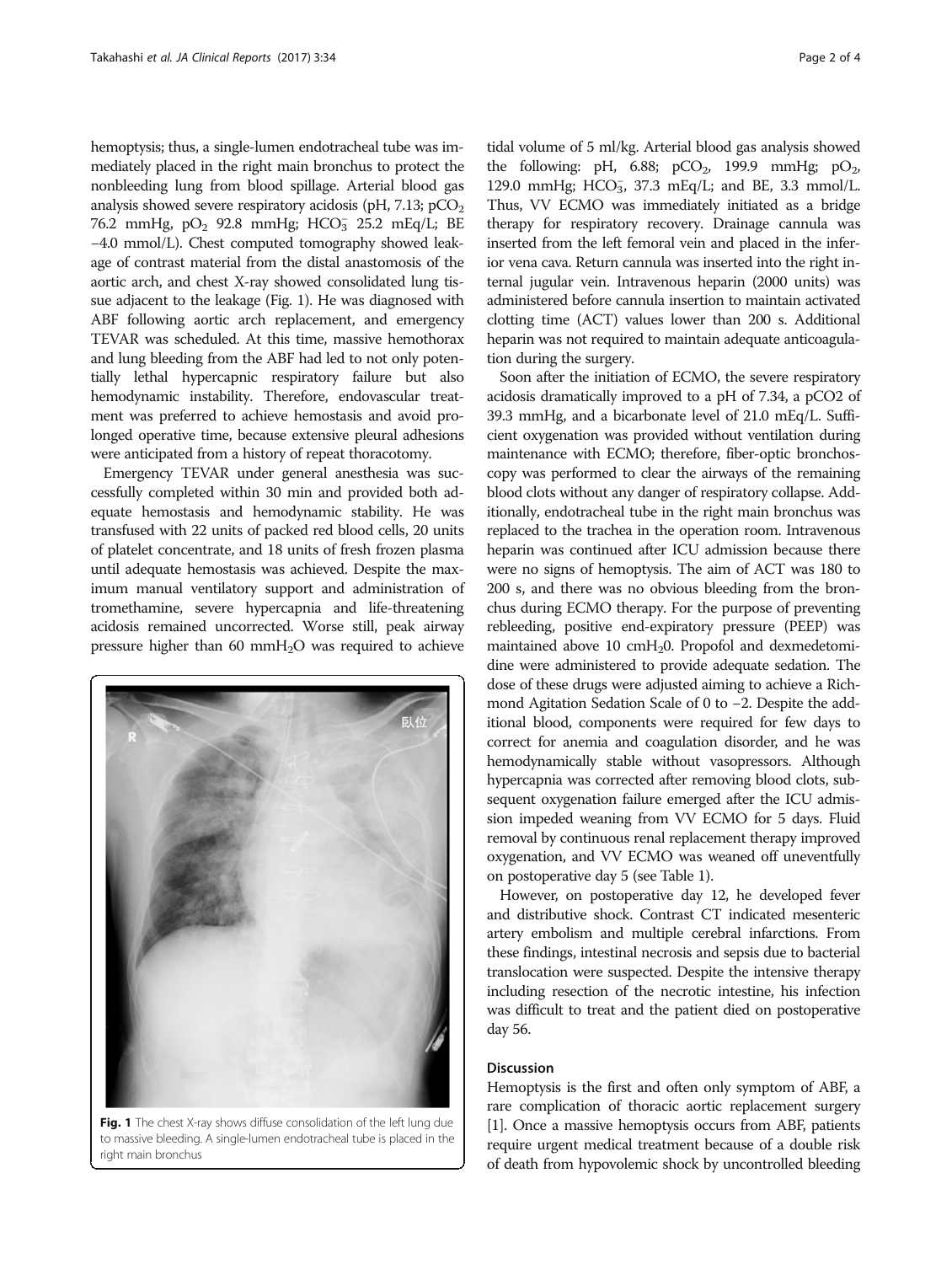hemoptysis; thus, a single-lumen endotracheal tube was immediately placed in the right main bronchus to protect the nonbleeding lung from blood spillage. Arterial blood gas analysis showed severe respiratory acidosis (pH, 7.13; $pCO_2$ 76.2 mmHg, $pO_2$ 92.8 mmHg; $HCO_3^-$ 25.2 mEq/L; BE −4.0 mmol/L). Chest computed tomography showed leakage of contrast material from the distal anastomosis of the aortic arch, and chest X-ray showed consolidated lung tissue adjacent to the leakage (Fig. 1). He was diagnosed with ABF following aortic arch replacement, and emergency TEVAR was scheduled. At this time, massive hemothorax and lung bleeding from the ABF had led to not only potentially lethal hypercapnic respiratory failure but also hemodynamic instability. Therefore, endovascular treatment was preferred to achieve hemostasis and avoid prolonged operative time, because extensive pleural adhesions were anticipated from a history of repeat thoracotomy.

Emergency TEVAR under general anesthesia was successfully completed within 30 min and provided both adequate hemostasis and hemodynamic stability. He was transfused with 22 units of packed red blood cells, 20 units of platelet concentrate, and 18 units of fresh frozen plasma until adequate hemostasis was achieved. Despite the maximum manual ventilatory support and administration of tromethamine, severe hypercapnia and life-threatening acidosis remained uncorrected. Worse still, peak airway pressure higher than 60 $mmH_2O$ was required to achieve

Fig. 1 The chest X-ray shows diffuse consolidation of the left lung due to massive bleeding. A single-lumen endotracheal tube is placed in the right main bronchus

tidal volume of 5 ml/kg. Arterial blood gas analysis showed the following: pH, 6.88; $pCO_2$, 199.9 mmHg; $pO_2$, 129.0 mmHg; $HCO_3^-$, 37.3 mEq/L; and BE, 3.3 mmol/L. Thus, VV ECMO was immediately initiated as a bridge therapy for respiratory recovery. Drainage cannula was inserted from the left femoral vein and placed in the inferior vena cava. Return cannula was inserted into the right internal jugular vein. Intravenous heparin (2000 units) was administered before cannula insertion to maintain activated clotting time (ACT) values lower than 200 s. Additional heparin was not required to maintain adequate anticoagulation during the surgery.

Soon after the initiation of ECMO, the severe respiratory acidosis dramatically improved to a pH of 7.34, a pCO2 of 39.3 mmHg, and a bicarbonate level of 21.0 mEq/L. Sufficient oxygenation was provided without ventilation during maintenance with ECMO; therefore, fiber-optic bronchoscopy was performed to clear the airways of the remaining blood clots without any danger of respiratory collapse. Additionally, endotracheal tube in the right main bronchus was replaced to the trachea in the operation room. Intravenous heparin was continued after ICU admission because there were no signs of hemoptysis. The aim of ACT was 180 to 200 s, and there was no obvious bleeding from the bronchus during ECMO therapy. For the purpose of preventing rebleeding, positive end-expiratory pressure (PEEP) was maintained above 10 $cmH_20$. Propofol and dexmedetomidine were administered to provide adequate sedation. The dose of these drugs were adjusted aiming to achieve a Richmond Agitation Sedation Scale of 0 to −2. Despite the additional blood, components were required for few days to correct for anemia and coagulation disorder, and he was hemodynamically stable without vasopressors. Although hypercapnia was corrected after removing blood clots, subsequent oxygenation failure emerged after the ICU admission impeded weaning from VV ECMO for 5 days. Fluid removal by continuous renal replacement therapy improved oxygenation, and VV ECMO was weaned off uneventfully on postoperative day 5 (see Table 1).

However, on postoperative day 12, he developed fever and distributive shock. Contrast CT indicated mesenteric artery embolism and multiple cerebral infarctions. From these findings, intestinal necrosis and sepsis due to bacterial translocation were suspected. Despite the intensive therapy including resection of the necrotic intestine, his infection was difficult to treat and the patient died on postoperative day 56.

## Discussion

Hemoptysis is the first and often only symptom of ABF, a rare complication of thoracic aortic replacement surgery [1]. Once a massive hemoptysis occurs from ABF, patients require urgent medical treatment because of a double risk of death from hypovolemic shock by uncontrolled bleeding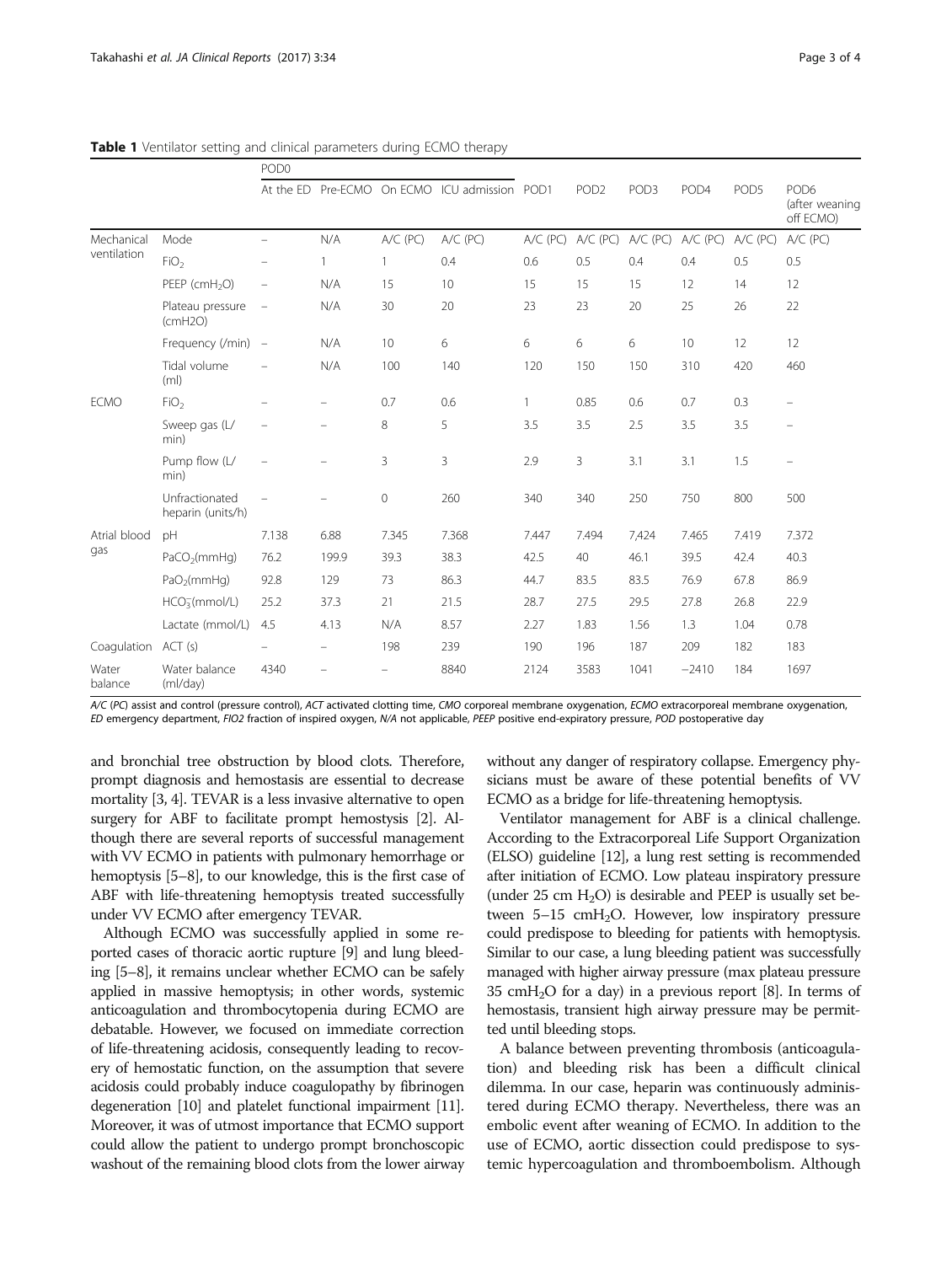**Table 1** Ventilator setting and clinical parameters during ECMO therapy

| | | POD0 | | | | | | | | | |
|---|---|---|---|---|---|---|---|---|---|---|---|
| | | At the ED | Pre-ECMO | On ECMO | ICU admission | POD1 | POD2 | POD3 | POD4 | POD5 | POD6 (after weaning off ECMO) |
| Mechanical ventilation | Mode | – | N/A | A/C (PC) | A/C (PC) | A/C (PC) | A/C (PC) | A/C (PC) | A/C (PC) | A/C (PC) | A/C (PC) |
| | $FiO_2$ | – | 1 | 1 | 0.4 | 0.6 | 0.5 | 0.4 | 0.4 | 0.5 | 0.5 |
| | PEEP ($cmH_2O$) | – | N/A | 15 | 10 | 15 | 15 | 15 | 12 | 14 | 12 |
| | Plateau pressure (cmH2O) | – | N/A | 30 | 20 | 23 | 23 | 20 | 25 | 26 | 22 |
| | Frequency (/min) | – | N/A | 10 | 6 | 6 | 6 | 6 | 10 | 12 | 12 |
| | Tidal volume (ml) | – | N/A | 100 | 140 | 120 | 150 | 150 | 310 | 420 | 460 |
| ECMO | $FiO_2$ | – | – | 0.7 | 0.6 | 1 | 0.85 | 0.6 | 0.7 | 0.3 | – |
| | Sweep gas (L/min) | – | – | 8 | 5 | 3.5 | 3.5 | 2.5 | 3.5 | 3.5 | – |
| | Pump flow (L/min) | – | – | 3 | 3 | 2.9 | 3 | 3.1 | 3.1 | 1.5 | – |
| | Unfractionated heparin (units/h) | – | – | 0 | 260 | 340 | 340 | 250 | 750 | 800 | 500 |
| Atrial blood gas | pH | 7.138 | 6.88 | 7.345 | 7.368 | 7.447 | 7.494 | 7,424 | 7.465 | 7.419 | 7.372 |
| | $PaCO_2$(mmHg) | 76.2 | 199.9 | 39.3 | 38.3 | 42.5 | 40 | 46.1 | 39.5 | 42.4 | 40.3 |
| | $PaO_2$(mmHg) | 92.8 | 129 | 73 | 86.3 | 44.7 | 83.5 | 83.5 | 76.9 | 67.8 | 86.9 |
| | $HCO_3^-$(mmol/L) | 25.2 | 37.3 | 21 | 21.5 | 28.7 | 27.5 | 29.5 | 27.8 | 26.8 | 22.9 |
| | Lactate (mmol/L) | 4.5 | 4.13 | N/A | 8.57 | 2.27 | 1.83 | 1.56 | 1.3 | 1.04 | 0.78 |
| Coagulation | ACT (s) | – | – | 198 | 239 | 190 | 196 | 187 | 209 | 182 | 183 |
| Water balance | Water balance (ml/day) | 4340 | – | – | 8840 | 2124 | 3583 | 1041 | −2410 | 184 | 1697 |

*A/C (PC)* assist and control (pressure control), *ACT* activated clotting time, *CMO* corporeal membrane oxygenation, *ECMO* extracorporeal membrane oxygenation, *ED* emergency department, *FIO2* fraction of inspired oxygen, *N/A* not applicable, *PEEP* positive end-expiratory pressure, *POD* postoperative day

and bronchial tree obstruction by blood clots. Therefore, prompt diagnosis and hemostasis are essential to decrease mortality [3, 4]. TEVAR is a less invasive alternative to open surgery for ABF to facilitate prompt hemostysis [2]. Although there are several reports of successful management with VV ECMO in patients with pulmonary hemorrhage or hemoptysis [5–8], to our knowledge, this is the first case of ABF with life-threatening hemoptysis treated successfully under VV ECMO after emergency TEVAR.

Although ECMO was successfully applied in some reported cases of thoracic aortic rupture [9] and lung bleeding [5–8], it remains unclear whether ECMO can be safely applied in massive hemoptysis; in other words, systemic anticoagulation and thrombocytopenia during ECMO are debatable. However, we focused on immediate correction of life-threatening acidosis, consequently leading to recovery of hemostatic function, on the assumption that severe acidosis could probably induce coagulopathy by fibrinogen degeneration [10] and platelet functional impairment [11]. Moreover, it was of utmost importance that ECMO support could allow the patient to undergo prompt bronchoscopic washout of the remaining blood clots from the lower airway without any danger of respiratory collapse. Emergency physicians must be aware of these potential benefits of VV ECMO as a bridge for life-threatening hemoptysis.

Ventilator management for ABF is a clinical challenge. According to the Extracorporeal Life Support Organization (ELSO) guideline [12], a lung rest setting is recommended after initiation of ECMO. Low plateau inspiratory pressure (under 25 cm $H_2O$) is desirable and PEEP is usually set between 5–15 $cmH_2O$. However, low inspiratory pressure could predispose to bleeding for patients with hemoptysis. Similar to our case, a lung bleeding patient was successfully managed with higher airway pressure (max plateau pressure 35 $cmH_2O$ for a day) in a previous report [8]. In terms of hemostasis, transient high airway pressure may be permitted until bleeding stops.

A balance between preventing thrombosis (anticoagulation) and bleeding risk has been a difficult clinical dilemma. In our case, heparin was continuously administered during ECMO therapy. Nevertheless, there was an embolic event after weaning of ECMO. In addition to the use of ECMO, aortic dissection could predispose to systemic hypercoagulation and thromboembolism. Although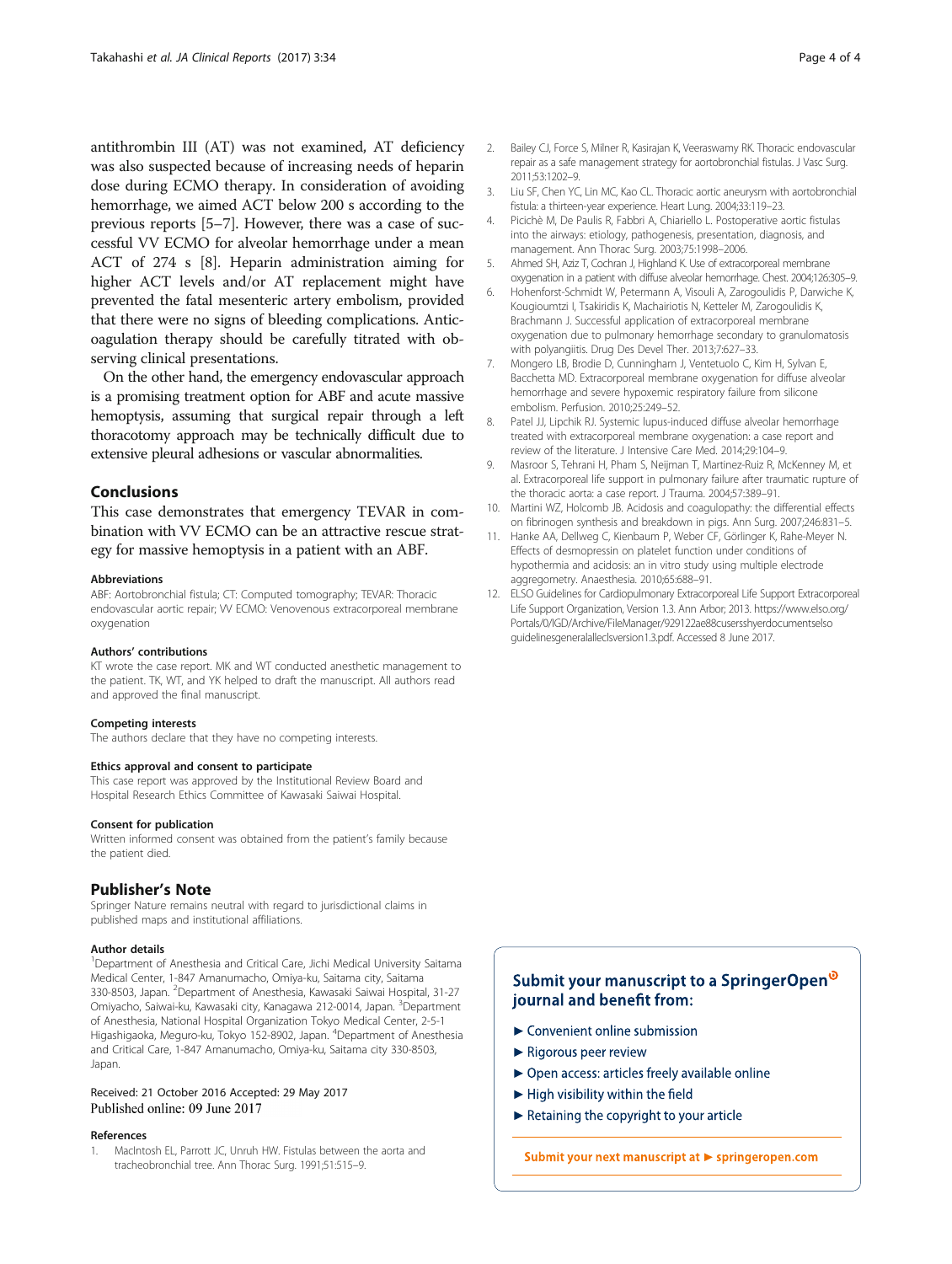antithrombin III (AT) was not examined, AT deficiency was also suspected because of increasing needs of heparin dose during ECMO therapy. In consideration of avoiding hemorrhage, we aimed ACT below 200 s according to the previous reports [5–7]. However, there was a case of successful VV ECMO for alveolar hemorrhage under a mean ACT of 274 s [8]. Heparin administration aiming for higher ACT levels and/or AT replacement might have prevented the fatal mesenteric artery embolism, provided that there were no signs of bleeding complications. Anticoagulation therapy should be carefully titrated with observing clinical presentations.

On the other hand, the emergency endovascular approach is a promising treatment option for ABF and acute massive hemoptysis, assuming that surgical repair through a left thoracotomy approach may be technically difficult due to extensive pleural adhesions or vascular abnormalities.

## Conclusions

This case demonstrates that emergency TEVAR in combination with VV ECMO can be an attractive rescue strategy for massive hemoptysis in a patient with an ABF.

### Abbreviations

ABF: Aortobronchial fistula; CT: Computed tomography; TEVAR: Thoracic endovascular aortic repair; VV ECMO: Venovenous extracorporeal membrane oxygenation

### Authors' contributions

KT wrote the case report. MK and WT conducted anesthetic management to the patient. TK, WT, and YK helped to draft the manuscript. All authors read and approved the final manuscript.

### Competing interests

The authors declare that they have no competing interests.

### Ethics approval and consent to participate

This case report was approved by the Institutional Review Board and Hospital Research Ethics Committee of Kawasaki Saiwai Hospital.

### Consent for publication

Written informed consent was obtained from the patient's family because the patient died.

## Publisher's Note

Springer Nature remains neutral with regard to jurisdictional claims in published maps and institutional affiliations.

### Author details

[1]Department of Anesthesia and Critical Care, Jichi Medical University Saitama Medical Center, 1-847 Amanumacho, Omiya-ku, Saitama city, Saitama 330-8503, Japan. [2]Department of Anesthesia, Kawasaki Saiwai Hospital, 31-27 Omiyacho, Saiwai-ku, Kawasaki city, Kanagawa 212-0014, Japan. [3]Department of Anesthesia, National Hospital Organization Tokyo Medical Center, 2-5-1 Higashigaoka, Meguro-ku, Tokyo 152-8902, Japan. [4]Department of Anesthesia and Critical Care, 1-847 Amanumacho, Omiya-ku, Saitama city 330-8503, Japan.

Received: 21 October 2016 Accepted: 29 May 2017
Published online: 09 June 2017

### References

1. MacIntosh EL, Parrott JC, Unruh HW. Fistulas between the aorta and tracheobronchial tree. Ann Thorac Surg. 1991;51:515–9.
2. Bailey CJ, Force S, Milner R, Kasirajan K, Veeraswamy RK. Thoracic endovascular repair as a safe management strategy for aortobronchial fistulas. J Vasc Surg. 2011;53:1202–9.
3. Liu SF, Chen YC, Lin MC, Kao CL. Thoracic aortic aneurysm with aortobronchial fistula: a thirteen-year experience. Heart Lung. 2004;33:119–23.
4. Picichè M, De Paulis R, Fabbri A, Chiariello L. Postoperative aortic fistulas into the airways: etiology, pathogenesis, presentation, diagnosis, and management. Ann Thorac Surg. 2003;75:1998–2006.
5. Ahmed SH, Aziz T, Cochran J, Highland K. Use of extracorporeal membrane oxygenation in a patient with diffuse alveolar hemorrhage. Chest. 2004;126:305–9.
6. Hohenforst-Schmidt W, Petermann A, Visouli A, Zarogoulidis P, Darwiche K, Kougioumtzi I, Tsakiridis K, Machairiotis N, Ketteler M, Zarogoulidis K, Brachmann J. Successful application of extracorporeal membrane oxygenation due to pulmonary hemorrhage secondary to granulomatosis with polyangiitis. Drug Des Devel Ther. 2013;7:627–33.
7. Mongero LB, Brodie D, Cunningham J, Ventetuolo C, Kim H, Sylvan E, Bacchetta MD. Extracorporeal membrane oxygenation for diffuse alveolar hemorrhage and severe hypoxemic respiratory failure from silicone embolism. Perfusion. 2010;25:249–52.
8. Patel JJ, Lipchik RJ. Systemic lupus-induced diffuse alveolar hemorrhage treated with extracorporeal membrane oxygenation: a case report and review of the literature. J Intensive Care Med. 2014;29:104–9.
9. Masroor S, Tehrani H, Pham S, Neijman T, Martinez-Ruiz R, McKenney M, et al. Extracorporeal life support in pulmonary failure after traumatic rupture of the thoracic aorta: a case report. J Trauma. 2004;57:389–91.
10. Martini WZ, Holcomb JB. Acidosis and coagulopathy: the differential effects on fibrinogen synthesis and breakdown in pigs. Ann Surg. 2007;246:831–5.
11. Hanke AA, Dellweg C, Kienbaum P, Weber CF, Görlinger K, Rahe-Meyer N. Effects of desmopressin on platelet function under conditions of hypothermia and acidosis: an in vitro study using multiple electrode aggregometry. Anaesthesia. 2010;65:688–91.
12. ELSO Guidelines for Cardiopulmonary Extracorporeal Life Support Extracorporeal Life Support Organization, Version 1.3. Ann Arbor; 2013. https://www.elso.org/Portals/0/IGD/Archive/FileManager/929122ae88cusersshyerdocumentselsoguidelinesgeneralalleclsversion1.3.pdf. Accessed 8 June 2017.